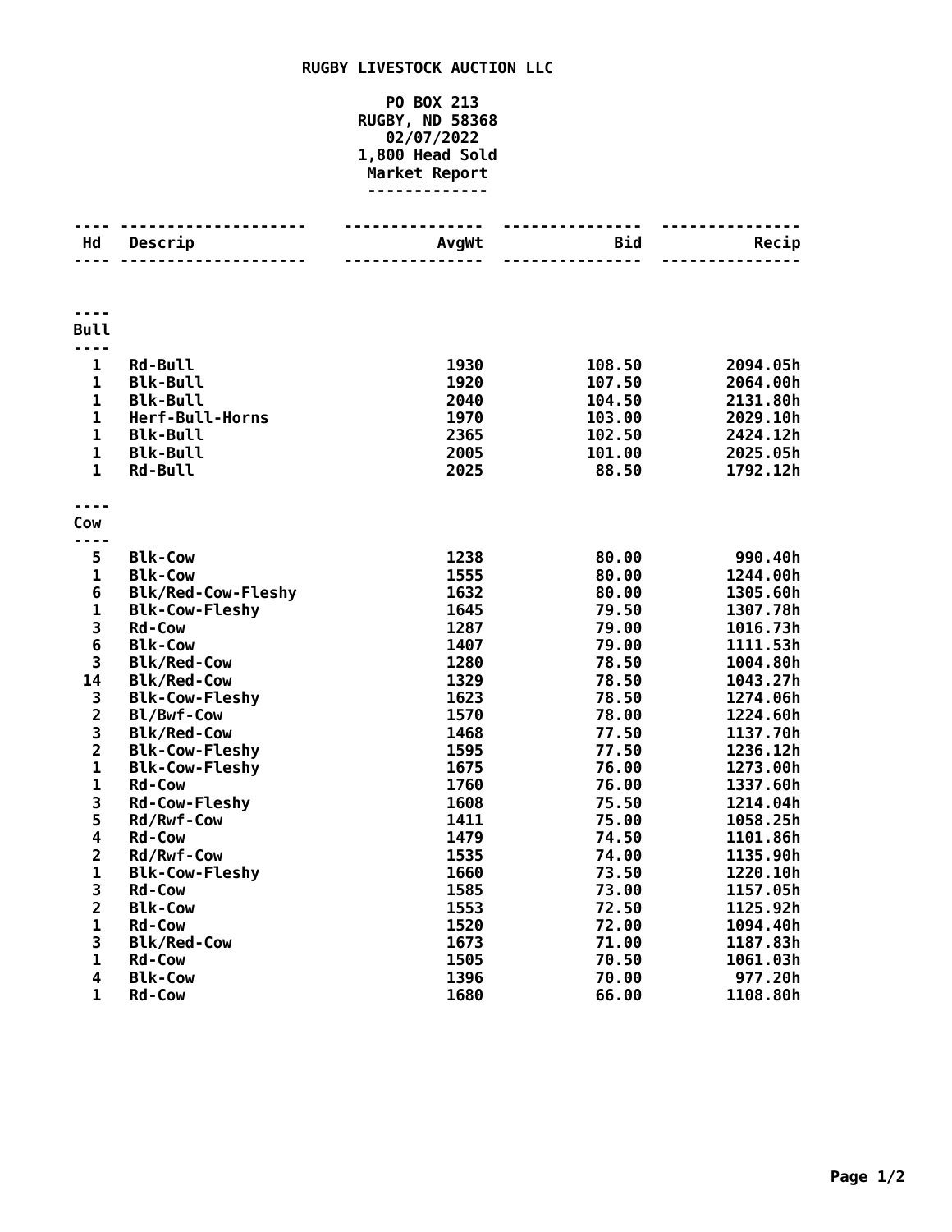# RUGBY LIVESTOCK AUCTION LLC

PO BOX 213
RUGBY, ND 58368
02/07/2022
1,800 Head Sold
Market Report

| Hd | Descrip | AvgWt | Bid | Recip |
|---|---|---|---|---|
| **Bull** | | | | |
| 1 | Rd-Bull | 1930 | 108.50 | 2094.05h |
| 1 | Blk-Bull | 1920 | 107.50 | 2064.00h |
| 1 | Blk-Bull | 2040 | 104.50 | 2131.80h |
| 1 | Herf-Bull-Horns | 1970 | 103.00 | 2029.10h |
| 1 | Blk-Bull | 2365 | 102.50 | 2424.12h |
| 1 | Blk-Bull | 2005 | 101.00 | 2025.05h |
| 1 | Rd-Bull | 2025 | 88.50 | 1792.12h |
| **Cow** | | | | |
| 5 | Blk-Cow | 1238 | 80.00 | 990.40h |
| 1 | Blk-Cow | 1555 | 80.00 | 1244.00h |
| 6 | Blk/Red-Cow-Fleshy | 1632 | 80.00 | 1305.60h |
| 1 | Blk-Cow-Fleshy | 1645 | 79.50 | 1307.78h |
| 3 | Rd-Cow | 1287 | 79.00 | 1016.73h |
| 6 | Blk-Cow | 1407 | 79.00 | 1111.53h |
| 3 | Blk/Red-Cow | 1280 | 78.50 | 1004.80h |
| 14 | Blk/Red-Cow | 1329 | 78.50 | 1043.27h |
| 3 | Blk-Cow-Fleshy | 1623 | 78.50 | 1274.06h |
| 2 | Bl/Bwf-Cow | 1570 | 78.00 | 1224.60h |
| 3 | Blk/Red-Cow | 1468 | 77.50 | 1137.70h |
| 2 | Blk-Cow-Fleshy | 1595 | 77.50 | 1236.12h |
| 1 | Blk-Cow-Fleshy | 1675 | 76.00 | 1273.00h |
| 1 | Rd-Cow | 1760 | 76.00 | 1337.60h |
| 3 | Rd-Cow-Fleshy | 1608 | 75.50 | 1214.04h |
| 5 | Rd/Rwf-Cow | 1411 | 75.00 | 1058.25h |
| 4 | Rd-Cow | 1479 | 74.50 | 1101.86h |
| 2 | Rd/Rwf-Cow | 1535 | 74.00 | 1135.90h |
| 1 | Blk-Cow-Fleshy | 1660 | 73.50 | 1220.10h |
| 3 | Rd-Cow | 1585 | 73.00 | 1157.05h |
| 2 | Blk-Cow | 1553 | 72.50 | 1125.92h |
| 1 | Rd-Cow | 1520 | 72.00 | 1094.40h |
| 3 | Blk/Red-Cow | 1673 | 71.00 | 1187.83h |
| 1 | Rd-Cow | 1505 | 70.50 | 1061.03h |
| 4 | Blk-Cow | 1396 | 70.00 | 977.20h |
| 1 | Rd-Cow | 1680 | 66.00 | 1108.80h |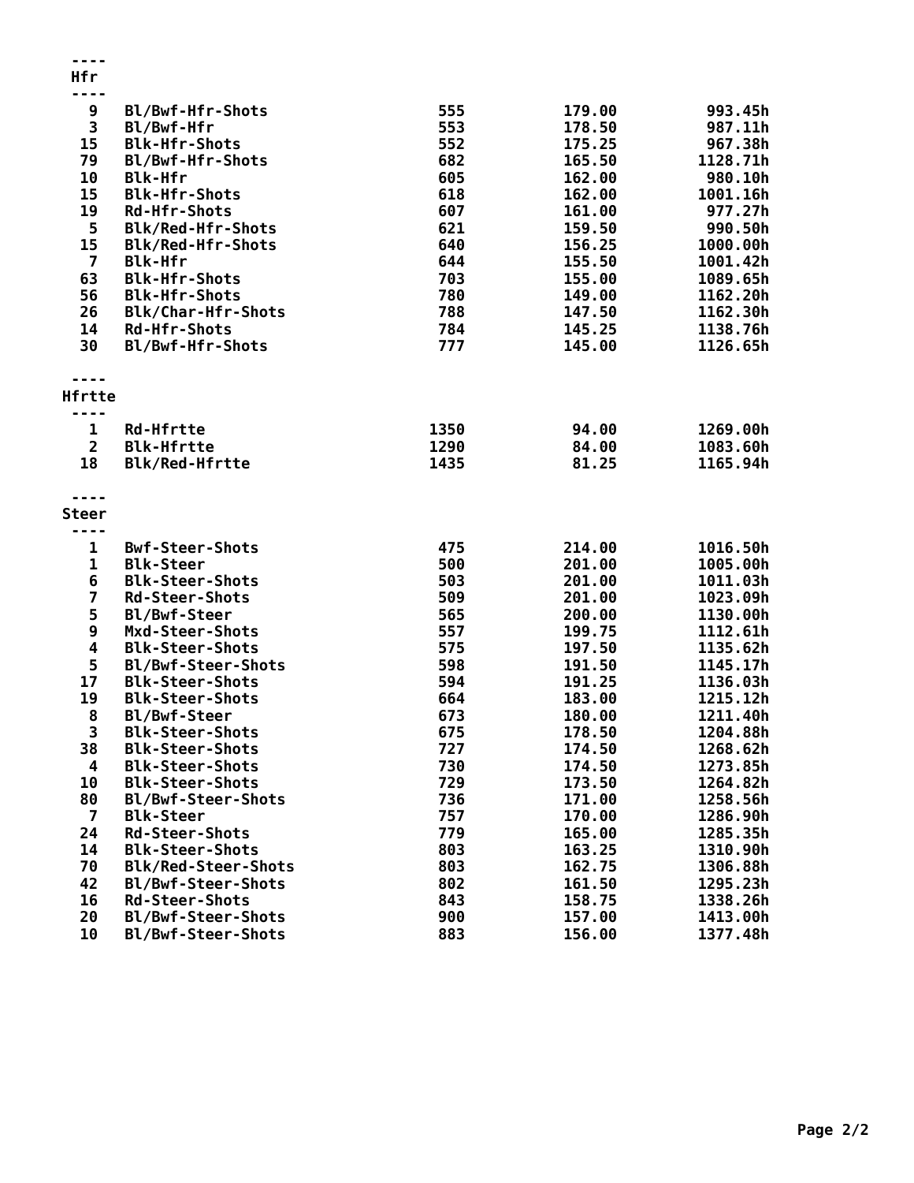----
**Hfr**
----

| | | | | |
|---|---|---|---|---|
| 9 | Bl/Bwf-Hfr-Shots | 555 | 179.00 | 993.45h |
| 3 | Bl/Bwf-Hfr | 553 | 178.50 | 987.11h |
| 15 | Blk-Hfr-Shots | 552 | 175.25 | 967.38h |
| 79 | Bl/Bwf-Hfr-Shots | 682 | 165.50 | 1128.71h |
| 10 | Blk-Hfr | 605 | 162.00 | 980.10h |
| 15 | Blk-Hfr-Shots | 618 | 162.00 | 1001.16h |
| 19 | Rd-Hfr-Shots | 607 | 161.00 | 977.27h |
| 5 | Blk/Red-Hfr-Shots | 621 | 159.50 | 990.50h |
| 15 | Blk/Red-Hfr-Shots | 640 | 156.25 | 1000.00h |
| 7 | Blk-Hfr | 644 | 155.50 | 1001.42h |
| 63 | Blk-Hfr-Shots | 703 | 155.00 | 1089.65h |
| 56 | Blk-Hfr-Shots | 780 | 149.00 | 1162.20h |
| 26 | Blk/Char-Hfr-Shots | 788 | 147.50 | 1162.30h |
| 14 | Rd-Hfr-Shots | 784 | 145.25 | 1138.76h |
| 30 | Bl/Bwf-Hfr-Shots | 777 | 145.00 | 1126.65h |

----
**Hfrtte**
----

| | | | | |
|---|---|---|---|---|
| 1 | Rd-Hfrtte | 1350 | 94.00 | 1269.00h |
| 2 | Blk-Hfrtte | 1290 | 84.00 | 1083.60h |
| 18 | Blk/Red-Hfrtte | 1435 | 81.25 | 1165.94h |

----
**Steer**
----

| | | | | |
|---|---|---|---|---|
| 1 | Bwf-Steer-Shots | 475 | 214.00 | 1016.50h |
| 1 | Blk-Steer | 500 | 201.00 | 1005.00h |
| 6 | Blk-Steer-Shots | 503 | 201.00 | 1011.03h |
| 7 | Rd-Steer-Shots | 509 | 201.00 | 1023.09h |
| 5 | Bl/Bwf-Steer | 565 | 200.00 | 1130.00h |
| 9 | Mxd-Steer-Shots | 557 | 199.75 | 1112.61h |
| 4 | Blk-Steer-Shots | 575 | 197.50 | 1135.62h |
| 5 | Bl/Bwf-Steer-Shots | 598 | 191.50 | 1145.17h |
| 17 | Blk-Steer-Shots | 594 | 191.25 | 1136.03h |
| 19 | Blk-Steer-Shots | 664 | 183.00 | 1215.12h |
| 8 | Bl/Bwf-Steer | 673 | 180.00 | 1211.40h |
| 3 | Blk-Steer-Shots | 675 | 178.50 | 1204.88h |
| 38 | Blk-Steer-Shots | 727 | 174.50 | 1268.62h |
| 4 | Blk-Steer-Shots | 730 | 174.50 | 1273.85h |
| 10 | Blk-Steer-Shots | 729 | 173.50 | 1264.82h |
| 80 | Bl/Bwf-Steer-Shots | 736 | 171.00 | 1258.56h |
| 7 | Blk-Steer | 757 | 170.00 | 1286.90h |
| 24 | Rd-Steer-Shots | 779 | 165.00 | 1285.35h |
| 14 | Blk-Steer-Shots | 803 | 163.25 | 1310.90h |
| 70 | Blk/Red-Steer-Shots | 803 | 162.75 | 1306.88h |
| 42 | Bl/Bwf-Steer-Shots | 802 | 161.50 | 1295.23h |
| 16 | Rd-Steer-Shots | 843 | 158.75 | 1338.26h |
| 20 | Bl/Bwf-Steer-Shots | 900 | 157.00 | 1413.00h |
| 10 | Bl/Bwf-Steer-Shots | 883 | 156.00 | 1377.48h |